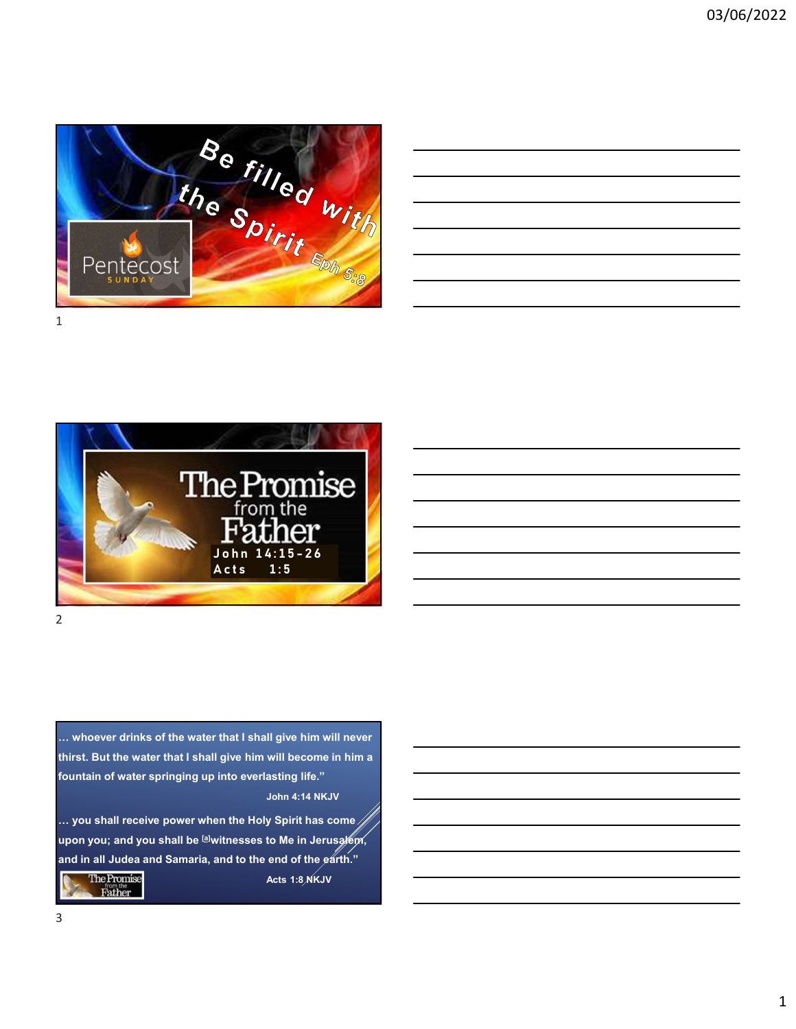Be filled with the Spirit Eph 5:8

Pentecost
SUNDAY

The Promise from the Father

John 14:15-26
Acts 1:5

… whoever drinks of the water that I shall give him will never thirst. But the water that I shall give him will become in him a fountain of water springing up into everlasting life."

John 4:14 NKJV

… you shall receive power when the Holy Spirit has come upon you; and you shall be [a]witnesses to Me in Jerusalem, and in all Judea and Samaria, and to the end of the earth."

Acts 1:8 NKJV

The Promise from the Father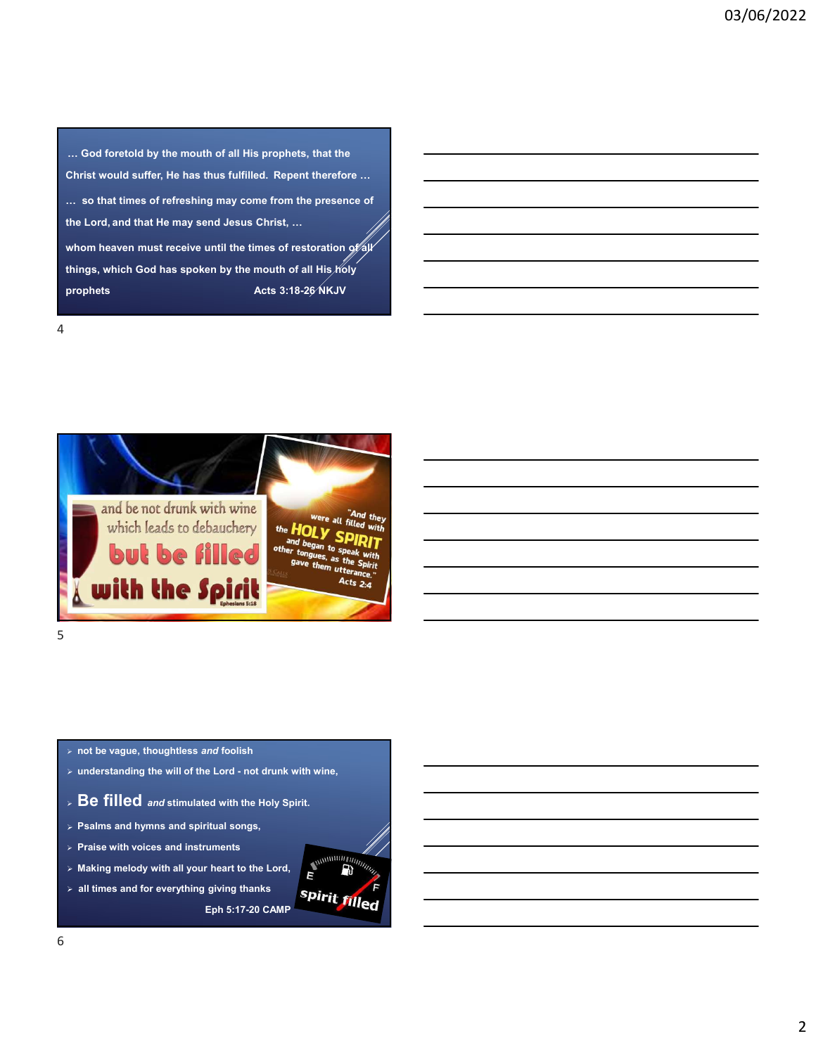… God foretold by the mouth of all His prophets, that the Christ would suffer, He has thus fulfilled. Repent therefore …

… so that times of refreshing may come from the presence of the Lord, and that He may send Jesus Christ, …

whom heaven must receive until the times of restoration of all things, which God has spoken by the mouth of all His holy prophets — Acts 3:18-26 NKJV

---

and be not drunk with wine which leads to debauchery **but be filled with the Spirit** — Ephesians 5:18

"And they were all filled with the HOLY SPIRIT and began to speak with other tongues, as the Spirit gave them utterance." Acts 2:4

---

- not be vague, thoughtless *and* foolish
- understanding the will of the Lord - not drunk with wine,
- **Be filled** *and* stimulated with the Holy Spirit.
- Psalms and hymns and spiritual songs,
- Praise with voices and instruments
- Making melody with all your heart to the Lord,
- all times and for everything giving thanks

Eph 5:17-20 CAMP

spirit filled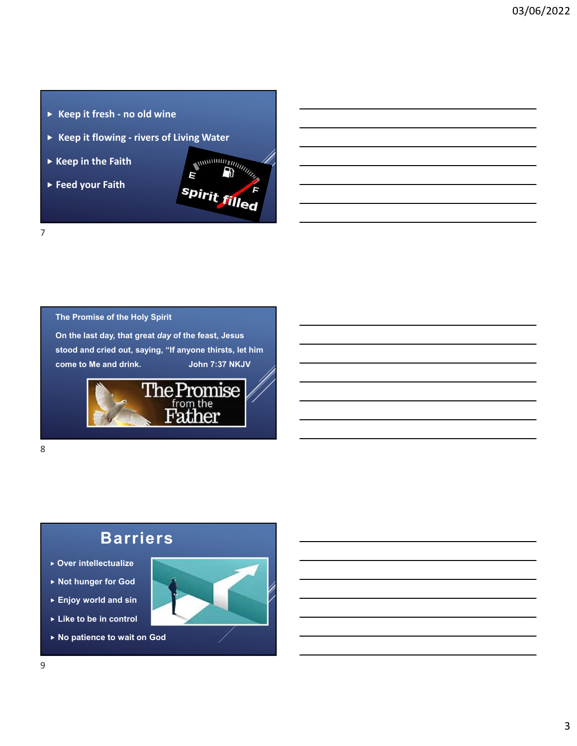- Keep it fresh - no old wine
- Keep it flowing - rivers of Living Water
- Keep in the Faith
- Feed your Faith

spirit filled

The Promise of the Holy Spirit

On the last day, that great *day* of the feast, Jesus stood and cried out, saying, "If anyone thirsts, let him come to Me and drink. John 7:37 NKJV

The Promise from the Father

## Barriers

- Over intellectualize
- Not hunger for God
- Enjoy world and sin
- Like to be in control
- No patience to wait on God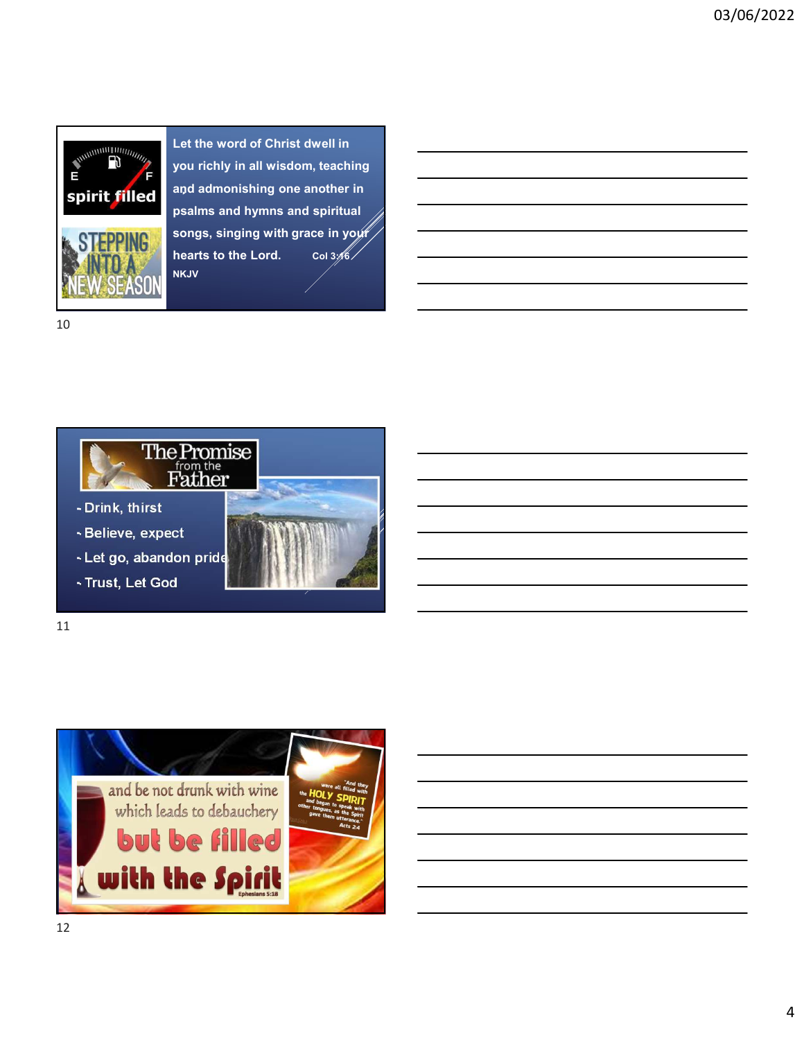Let the word of Christ dwell in you richly in all wisdom, teaching and admonishing one another in psalms and hymns and spiritual songs, singing with grace in your hearts to the Lord. Col 3:16 NKJV

spirit filled

STEPPING INTO A NEW SEASON

---

The Promise from the Father

- Drink, thirst
- Believe, expect
- Let go, abandon pride
- Trust, Let God

---

and be not drunk with wine which leads to debauchery but be filled with the Spirit

Ephesians 5:18

"And they were all filled with the HOLY SPIRIT and began to speak with other tongues, as the Spirit gave them utterance." Acts 2:4